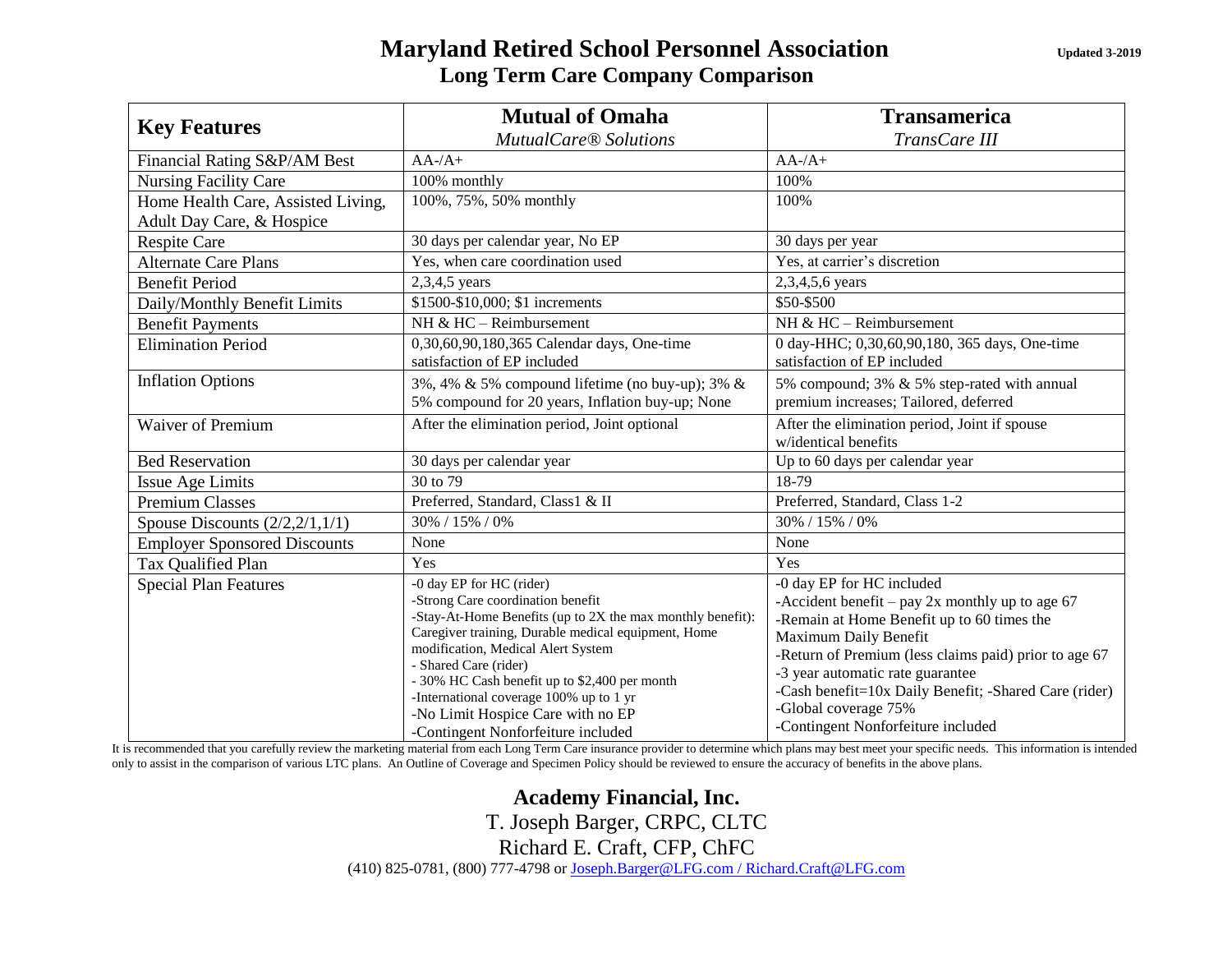# Maryland Retired School Personnel Association

## Long Term Care Company Comparison

**Updated 3-2019**

| Key Features | **Mutual of Omaha** *MutualCare® Solutions* | **Transamerica** *TransCare III* |
|---|---|---|
| Financial Rating S&P/AM Best | AA-/A+ | AA-/A+ |
| Nursing Facility Care | 100% monthly | 100% |
| Home Health Care, Assisted Living, Adult Day Care, & Hospice | 100%, 75%, 50% monthly | 100% |
| Respite Care | 30 days per calendar year, No EP | 30 days per year |
| Alternate Care Plans | Yes, when care coordination used | Yes, at carrier's discretion |
| Benefit Period | 2,3,4,5 years | 2,3,4,5,6 years |
| Daily/Monthly Benefit Limits | $1500-$10,000; $1 increments | $50-$500 |
| Benefit Payments | NH & HC – Reimbursement | NH & HC – Reimbursement |
| Elimination Period | 0,30,60,90,180,365 Calendar days, One-time satisfaction of EP included | 0 day-HHC; 0,30,60,90,180, 365 days, One-time satisfaction of EP included |
| Inflation Options | 3%, 4% & 5% compound lifetime (no buy-up); 3% & 5% compound for 20 years, Inflation buy-up; None | 5% compound; 3% & 5% step-rated with annual premium increases; Tailored, deferred |
| Waiver of Premium | After the elimination period, Joint optional | After the elimination period, Joint if spouse w/identical benefits |
| Bed Reservation | 30 days per calendar year | Up to 60 days per calendar year |
| Issue Age Limits | 30 to 79 | 18-79 |
| Premium Classes | Preferred, Standard, Class1 & II | Preferred, Standard, Class 1-2 |
| Spouse Discounts (2/2,2/1,1/1) | 30% / 15% / 0% | 30% / 15% / 0% |
| Employer Sponsored Discounts | None | None |
| Tax Qualified Plan | Yes | Yes |
| Special Plan Features | -0 day EP for HC (rider)<br>-Strong Care coordination benefit<br>-Stay-At-Home Benefits (up to 2X the max monthly benefit): Caregiver training, Durable medical equipment, Home modification, Medical Alert System<br>- Shared Care (rider)<br>- 30% HC Cash benefit up to $2,400 per month<br>-International coverage 100% up to 1 yr<br>-No Limit Hospice Care with no EP<br>-Contingent Nonforfeiture included | -0 day EP for HC included<br>-Accident benefit – pay 2x monthly up to age 67<br>-Remain at Home Benefit up to 60 times the Maximum Daily Benefit<br>-Return of Premium (less claims paid) prior to age 67<br>-3 year automatic rate guarantee<br>-Cash benefit=10x Daily Benefit; -Shared Care (rider)<br>-Global coverage 75%<br>-Contingent Nonforfeiture included |

It is recommended that you carefully review the marketing material from each Long Term Care insurance provider to determine which plans may best meet your specific needs. This information is intended only to assist in the comparison of various LTC plans. An Outline of Coverage and Specimen Policy should be reviewed to ensure the accuracy of benefits in the above plans.

**Academy Financial, Inc.**

T. Joseph Barger, CRPC, CLTC

Richard E. Craft, CFP, ChFC

(410) 825-0781, (800) 777-4798 or Joseph.Barger@LFG.com / Richard.Craft@LFG.com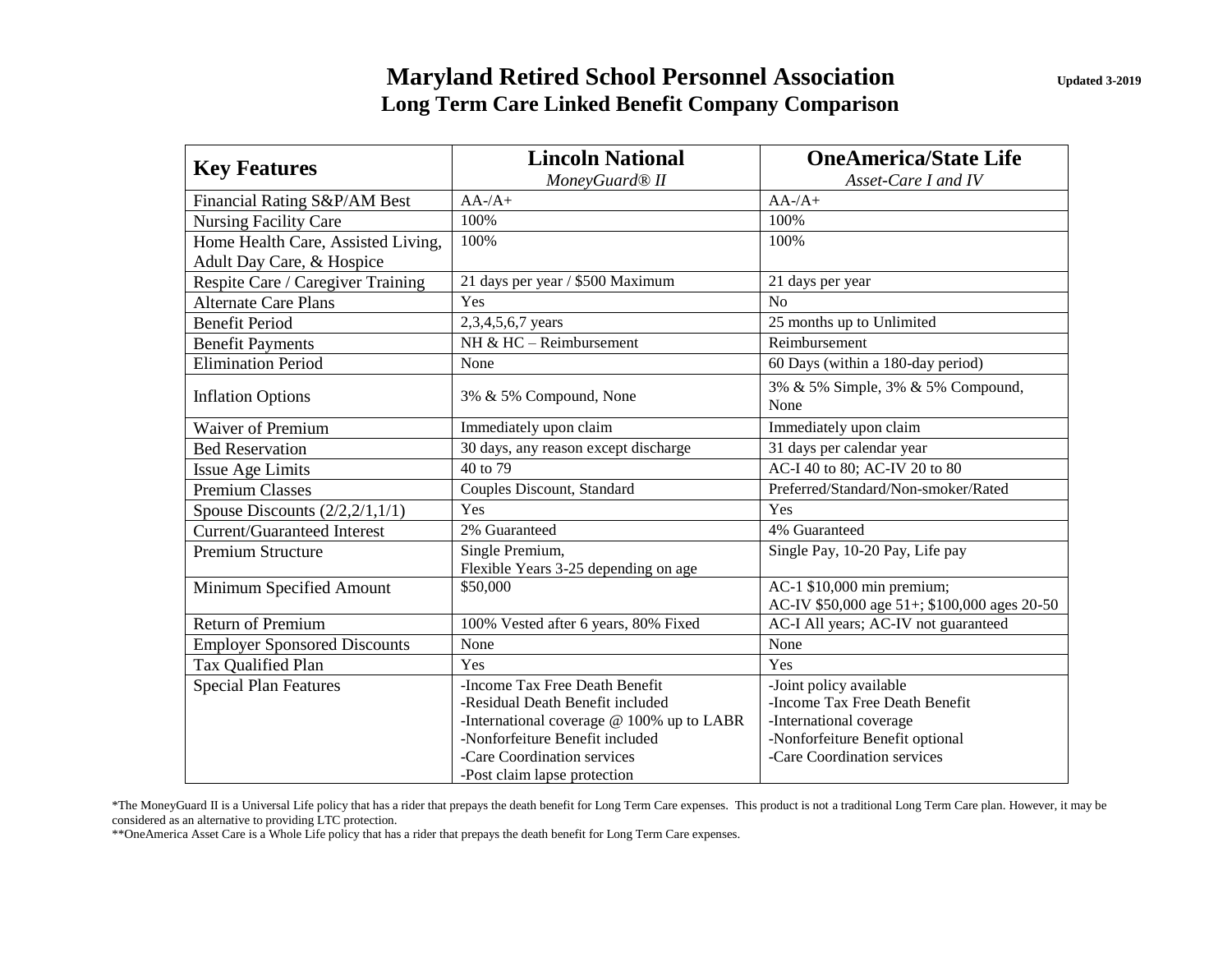# Maryland Retired School Personnel Association

## Long Term Care Linked Benefit Company Comparison

Updated 3-2019

| Key Features | Lincoln National *MoneyGuard® II* | OneAmerica/State Life *Asset-Care I and IV* |
|---|---|---|
| Financial Rating S&P/AM Best | AA-/A+ | AA-/A+ |
| Nursing Facility Care | 100% | 100% |
| Home Health Care, Assisted Living, Adult Day Care, & Hospice | 100% | 100% |
| Respite Care / Caregiver Training | 21 days per year / $500 Maximum | 21 days per year |
| Alternate Care Plans | Yes | No |
| Benefit Period | 2,3,4,5,6,7 years | 25 months up to Unlimited |
| Benefit Payments | NH & HC – Reimbursement | Reimbursement |
| Elimination Period | None | 60 Days (within a 180-day period) |
| Inflation Options | 3% & 5% Compound, None | 3% & 5% Simple, 3% & 5% Compound, None |
| Waiver of Premium | Immediately upon claim | Immediately upon claim |
| Bed Reservation | 30 days, any reason except discharge | 31 days per calendar year |
| Issue Age Limits | 40 to 79 | AC-I 40 to 80; AC-IV 20 to 80 |
| Premium Classes | Couples Discount, Standard | Preferred/Standard/Non-smoker/Rated |
| Spouse Discounts (2/2,2/1,1/1) | Yes | Yes |
| Current/Guaranteed Interest | 2% Guaranteed | 4% Guaranteed |
| Premium Structure | Single Premium, Flexible Years 3-25 depending on age | Single Pay, 10-20 Pay, Life pay |
| Minimum Specified Amount | $50,000 | AC-1 $10,000 min premium; AC-IV $50,000 age 51+; $100,000 ages 20-50 |
| Return of Premium | 100% Vested after 6 years, 80% Fixed | AC-I All years; AC-IV not guaranteed |
| Employer Sponsored Discounts | None | None |
| Tax Qualified Plan | Yes | Yes |
| Special Plan Features | -Income Tax Free Death Benefit<br>-Residual Death Benefit included<br>-International coverage @ 100% up to LABR<br>-Nonforfeiture Benefit included<br>-Care Coordination services<br>-Post claim lapse protection | -Joint policy available<br>-Income Tax Free Death Benefit<br>-International coverage<br>-Nonforfeiture Benefit optional<br>-Care Coordination services |

*The MoneyGuard II is a Universal Life policy that has a rider that prepays the death benefit for Long Term Care expenses. This product is not a traditional Long Term Care plan. However, it may be considered as an alternative to providing LTC protection.

**OneAmerica Asset Care is a Whole Life policy that has a rider that prepays the death benefit for Long Term Care expenses.